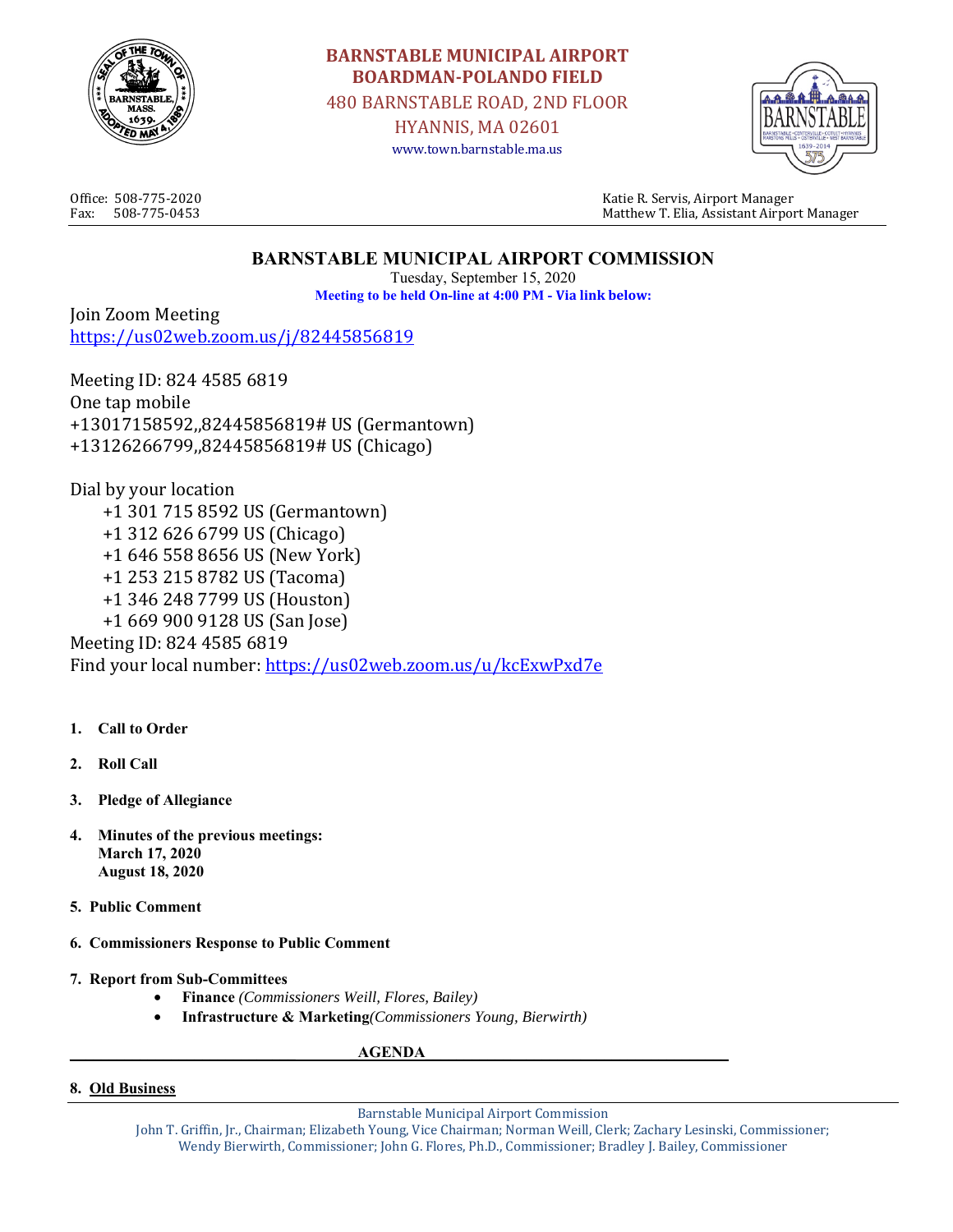**BARNSTABLE MUNICIPAL AIRPORT**
**BOARDMAN-POLANDO FIELD**
480 BARNSTABLE ROAD, 2ND FLOOR
HYANNIS, MA 02601
www.town.barnstable.ma.us

Office: 508-775-2020
Fax: 508-775-0453

Katie R. Servis, Airport Manager
Matthew T. Elia, Assistant Airport Manager

# BARNSTABLE MUNICIPAL AIRPORT COMMISSION

Tuesday, September 15, 2020
**Meeting to be held On-line at 4:00 PM - Via link below:**

Join Zoom Meeting
https://us02web.zoom.us/j/82445856819

Meeting ID: 824 4585 6819
One tap mobile
+13017158592,,82445856819# US (Germantown)
+13126266799,,82445856819# US (Chicago)

Dial by your location
+1 301 715 8592 US (Germantown)
+1 312 626 6799 US (Chicago)
+1 646 558 8656 US (New York)
+1 253 215 8782 US (Tacoma)
+1 346 248 7799 US (Houston)
+1 669 900 9128 US (San Jose)
Meeting ID: 824 4585 6819
Find your local number: https://us02web.zoom.us/u/kcExwPxd7e

1. **Call to Order**
2. **Roll Call**
3. **Pledge of Allegiance**
4. **Minutes of the previous meetings:**
   **March 17, 2020**
   **August 18, 2020**
5. **Public Comment**
6. **Commissioners Response to Public Comment**
7. **Report from Sub-Committees**
   - **Finance** *(Commissioners Weill, Flores, Bailey)*
   - **Infrastructure & Marketing** *(Commissioners Young, Bierwirth)*

## AGENDA

8. **Old Business**

Barnstable Municipal Airport Commission
John T. Griffin, Jr., Chairman; Elizabeth Young, Vice Chairman; Norman Weill, Clerk; Zachary Lesinski, Commissioner; Wendy Bierwirth, Commissioner; John G. Flores, Ph.D., Commissioner; Bradley J. Bailey, Commissioner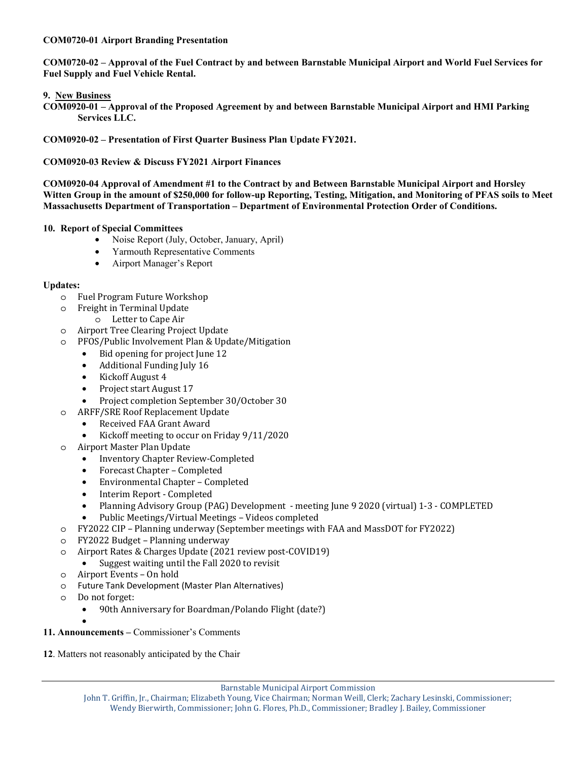**COM0720-01 Airport Branding Presentation**

**COM0720-02 – Approval of the Fuel Contract by and between Barnstable Municipal Airport and World Fuel Services for Fuel Supply and Fuel Vehicle Rental.**

**9. New Business**

**COM0920-01 – Approval of the Proposed Agreement by and between Barnstable Municipal Airport and HMI Parking Services LLC.**

**COM0920-02 – Presentation of First Quarter Business Plan Update FY2021.**

**COM0920-03 Review & Discuss FY2021 Airport Finances**

**COM0920-04 Approval of Amendment #1 to the Contract by and Between Barnstable Municipal Airport and Horsley Witten Group in the amount of $250,000 for follow-up Reporting, Testing, Mitigation, and Monitoring of PFAS soils to Meet Massachusetts Department of Transportation – Department of Environmental Protection Order of Conditions.**

**10. Report of Special Committees**

- Noise Report (July, October, January, April)
- Yarmouth Representative Comments
- Airport Manager's Report

**Updates:**

- Fuel Program Future Workshop
- Freight in Terminal Update
  - Letter to Cape Air
- Airport Tree Clearing Project Update
- PFOS/Public Involvement Plan & Update/Mitigation
  - Bid opening for project June 12
  - Additional Funding July 16
  - Kickoff August 4
  - Project start August 17
  - Project completion September 30/October 30
- ARFF/SRE Roof Replacement Update
  - Received FAA Grant Award
  - Kickoff meeting to occur on Friday 9/11/2020
- Airport Master Plan Update
  - Inventory Chapter Review-Completed
  - Forecast Chapter – Completed
  - Environmental Chapter – Completed
  - Interim Report - Completed
  - Planning Advisory Group (PAG) Development - meeting June 9 2020 (virtual) 1-3 - COMPLETED
  - Public Meetings/Virtual Meetings – Videos completed
- FY2022 CIP – Planning underway (September meetings with FAA and MassDOT for FY2022)
- FY2022 Budget – Planning underway
- Airport Rates & Charges Update (2021 review post-COVID19)
  - Suggest waiting until the Fall 2020 to revisit
- Airport Events – On hold
- Future Tank Development (Master Plan Alternatives)
- Do not forget:
  - 90th Anniversary for Boardman/Polando Flight (date?)

**11. Announcements** – Commissioner's Comments

**12**. Matters not reasonably anticipated by the Chair

Barnstable Municipal Airport Commission
John T. Griffin, Jr., Chairman; Elizabeth Young, Vice Chairman; Norman Weill, Clerk; Zachary Lesinski, Commissioner; Wendy Bierwirth, Commissioner; John G. Flores, Ph.D., Commissioner; Bradley J. Bailey, Commissioner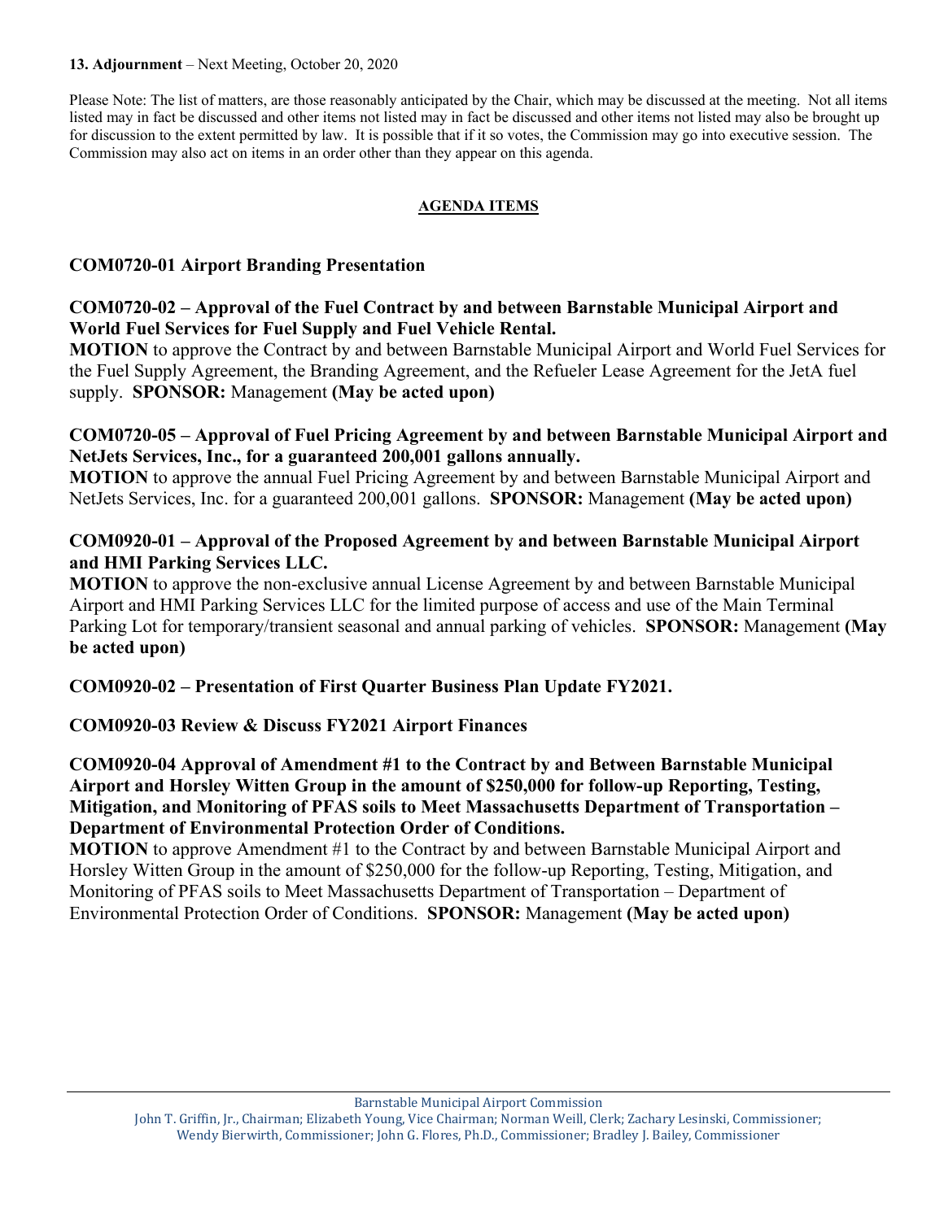**13. Adjournment** – Next Meeting, October 20, 2020

Please Note: The list of matters, are those reasonably anticipated by the Chair, which may be discussed at the meeting. Not all items listed may in fact be discussed and other items not listed may in fact be discussed and other items not listed may also be brought up for discussion to the extent permitted by law. It is possible that if it so votes, the Commission may go into executive session. The Commission may also act on items in an order other than they appear on this agenda.

## AGENDA ITEMS

### COM0720-01 Airport Branding Presentation

### COM0720-02 – Approval of the Fuel Contract by and between Barnstable Municipal Airport and World Fuel Services for Fuel Supply and Fuel Vehicle Rental.

**MOTION** to approve the Contract by and between Barnstable Municipal Airport and World Fuel Services for the Fuel Supply Agreement, the Branding Agreement, and the Refueler Lease Agreement for the JetA fuel supply. **SPONSOR:** Management **(May be acted upon)**

### COM0720-05 – Approval of Fuel Pricing Agreement by and between Barnstable Municipal Airport and NetJets Services, Inc., for a guaranteed 200,001 gallons annually.

**MOTION** to approve the annual Fuel Pricing Agreement by and between Barnstable Municipal Airport and NetJets Services, Inc. for a guaranteed 200,001 gallons. **SPONSOR:** Management **(May be acted upon)**

### COM0920-01 – Approval of the Proposed Agreement by and between Barnstable Municipal Airport and HMI Parking Services LLC.

**MOTION** to approve the non-exclusive annual License Agreement by and between Barnstable Municipal Airport and HMI Parking Services LLC for the limited purpose of access and use of the Main Terminal Parking Lot for temporary/transient seasonal and annual parking of vehicles. **SPONSOR:** Management **(May be acted upon)**

### COM0920-02 – Presentation of First Quarter Business Plan Update FY2021.

### COM0920-03 Review & Discuss FY2021 Airport Finances

### COM0920-04 Approval of Amendment #1 to the Contract by and Between Barnstable Municipal Airport and Horsley Witten Group in the amount of $250,000 for follow-up Reporting, Testing, Mitigation, and Monitoring of PFAS soils to Meet Massachusetts Department of Transportation – Department of Environmental Protection Order of Conditions.

**MOTION** to approve Amendment #1 to the Contract by and between Barnstable Municipal Airport and Horsley Witten Group in the amount of $250,000 for the follow-up Reporting, Testing, Mitigation, and Monitoring of PFAS soils to Meet Massachusetts Department of Transportation – Department of Environmental Protection Order of Conditions. **SPONSOR:** Management **(May be acted upon)**